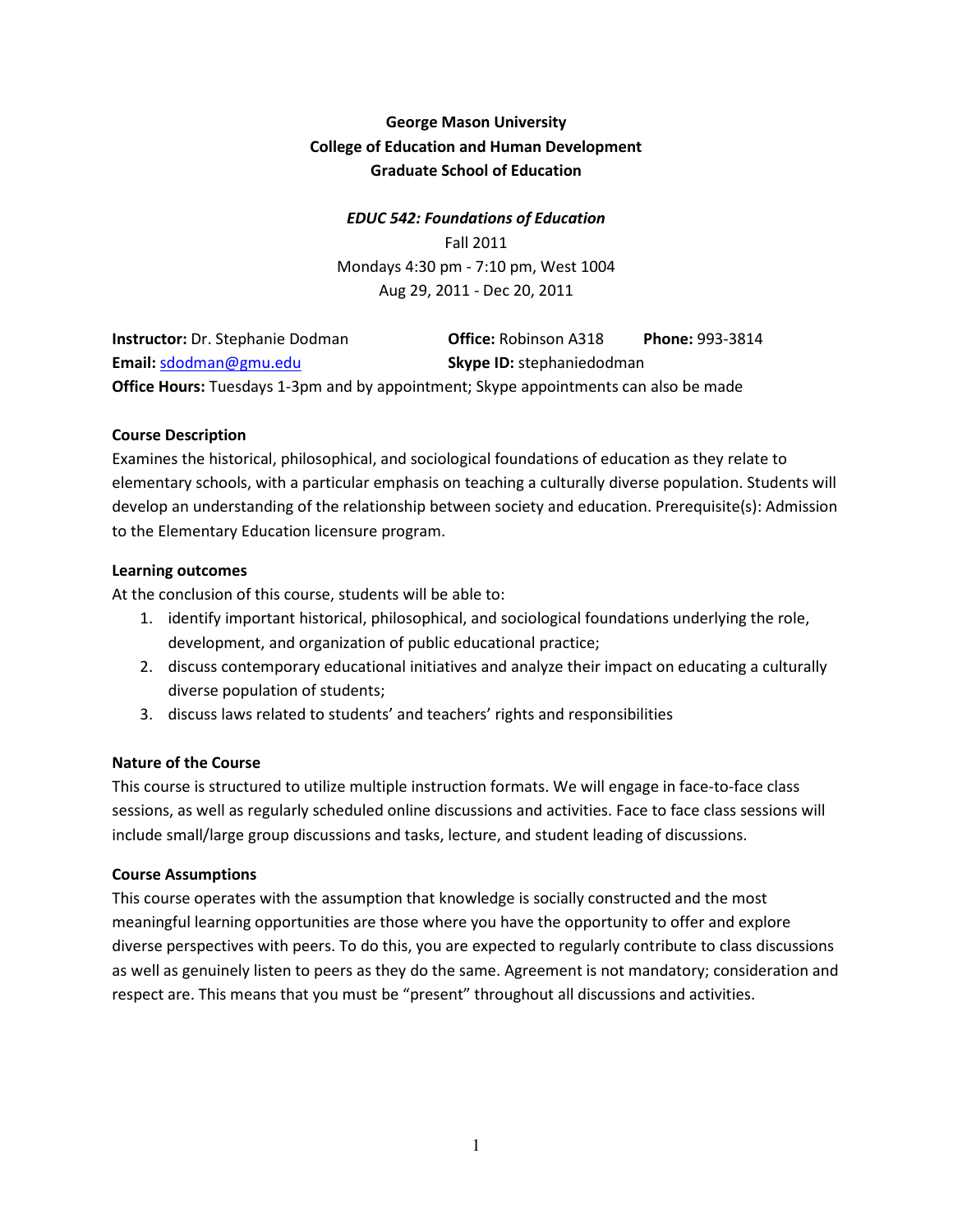**George Mason University**
**College of Education and Human Development**
**Graduate School of Education**

***EDUC 542: Foundations of Education***

Fall 2011
Mondays 4:30 pm - 7:10 pm, West 1004
Aug 29, 2011 - Dec 20, 2011

**Instructor:** Dr. Stephanie Dodman **Office:** Robinson A318 **Phone:** 993-3814
**Email:** sdodman@gmu.edu **Skype ID:** stephaniedodman
**Office Hours:** Tuesdays 1-3pm and by appointment; Skype appointments can also be made

**Course Description**

Examines the historical, philosophical, and sociological foundations of education as they relate to elementary schools, with a particular emphasis on teaching a culturally diverse population. Students will develop an understanding of the relationship between society and education. Prerequisite(s): Admission to the Elementary Education licensure program.

**Learning outcomes**

At the conclusion of this course, students will be able to:

1. identify important historical, philosophical, and sociological foundations underlying the role, development, and organization of public educational practice;
2. discuss contemporary educational initiatives and analyze their impact on educating a culturally diverse population of students;
3. discuss laws related to students' and teachers' rights and responsibilities

**Nature of the Course**

This course is structured to utilize multiple instruction formats. We will engage in face-to-face class sessions, as well as regularly scheduled online discussions and activities. Face to face class sessions will include small/large group discussions and tasks, lecture, and student leading of discussions.

**Course Assumptions**

This course operates with the assumption that knowledge is socially constructed and the most meaningful learning opportunities are those where you have the opportunity to offer and explore diverse perspectives with peers. To do this, you are expected to regularly contribute to class discussions as well as genuinely listen to peers as they do the same. Agreement is not mandatory; consideration and respect are. This means that you must be "present" throughout all discussions and activities.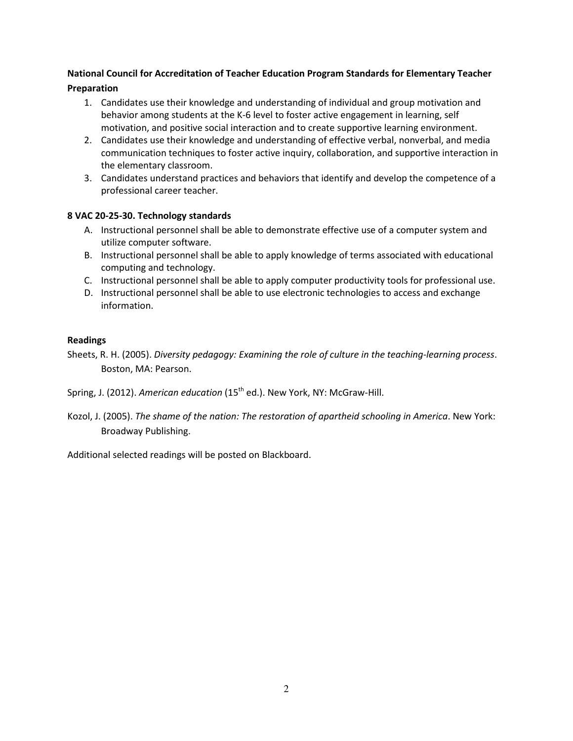**National Council for Accreditation of Teacher Education Program Standards for Elementary Teacher Preparation**

1. Candidates use their knowledge and understanding of individual and group motivation and behavior among students at the K-6 level to foster active engagement in learning, self motivation, and positive social interaction and to create supportive learning environment.
2. Candidates use their knowledge and understanding of effective verbal, nonverbal, and media communication techniques to foster active inquiry, collaboration, and supportive interaction in the elementary classroom.
3. Candidates understand practices and behaviors that identify and develop the competence of a professional career teacher.

**8 VAC 20-25-30. Technology standards**

A. Instructional personnel shall be able to demonstrate effective use of a computer system and utilize computer software.
B. Instructional personnel shall be able to apply knowledge of terms associated with educational computing and technology.
C. Instructional personnel shall be able to apply computer productivity tools for professional use.
D. Instructional personnel shall be able to use electronic technologies to access and exchange information.

**Readings**

Sheets, R. H. (2005). *Diversity pedagogy: Examining the role of culture in the teaching-learning process*. Boston, MA: Pearson.

Spring, J. (2012). *American education* (15th ed.). New York, NY: McGraw-Hill.

Kozol, J. (2005). *The shame of the nation: The restoration of apartheid schooling in America*. New York: Broadway Publishing.

Additional selected readings will be posted on Blackboard.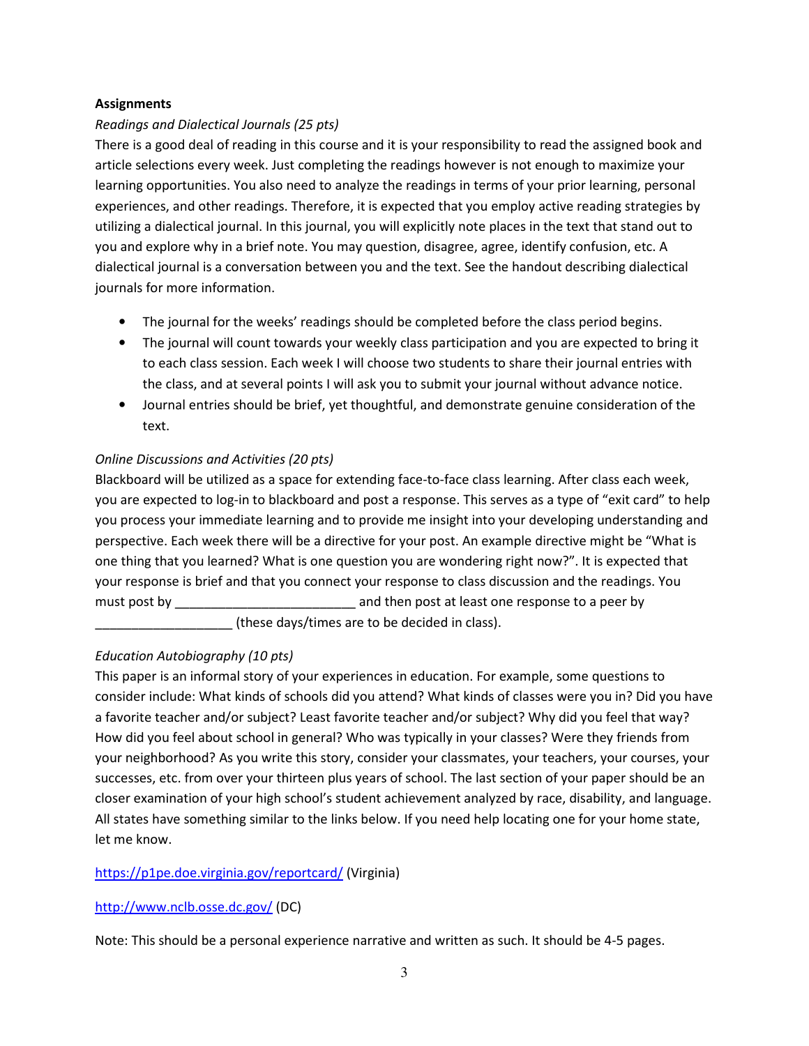**Assignments**

*Readings and Dialectical Journals (25 pts)*

There is a good deal of reading in this course and it is your responsibility to read the assigned book and article selections every week. Just completing the readings however is not enough to maximize your learning opportunities. You also need to analyze the readings in terms of your prior learning, personal experiences, and other readings. Therefore, it is expected that you employ active reading strategies by utilizing a dialectical journal. In this journal, you will explicitly note places in the text that stand out to you and explore why in a brief note. You may question, disagree, agree, identify confusion, etc. A dialectical journal is a conversation between you and the text. See the handout describing dialectical journals for more information.

- The journal for the weeks' readings should be completed before the class period begins.
- The journal will count towards your weekly class participation and you are expected to bring it to each class session. Each week I will choose two students to share their journal entries with the class, and at several points I will ask you to submit your journal without advance notice.
- Journal entries should be brief, yet thoughtful, and demonstrate genuine consideration of the text.

*Online Discussions and Activities (20 pts)*

Blackboard will be utilized as a space for extending face-to-face class learning. After class each week, you are expected to log-in to blackboard and post a response. This serves as a type of "exit card" to help you process your immediate learning and to provide me insight into your developing understanding and perspective. Each week there will be a directive for your post. An example directive might be "What is one thing that you learned? What is one question you are wondering right now?". It is expected that your response is brief and that you connect your response to class discussion and the readings. You must post by _________________________ and then post at least one response to a peer by ___________________ (these days/times are to be decided in class).

*Education Autobiography (10 pts)*

This paper is an informal story of your experiences in education. For example, some questions to consider include: What kinds of schools did you attend? What kinds of classes were you in? Did you have a favorite teacher and/or subject? Least favorite teacher and/or subject? Why did you feel that way? How did you feel about school in general? Who was typically in your classes? Were they friends from your neighborhood? As you write this story, consider your classmates, your teachers, your courses, your successes, etc. from over your thirteen plus years of school. The last section of your paper should be an closer examination of your high school's student achievement analyzed by race, disability, and language. All states have something similar to the links below. If you need help locating one for your home state, let me know.

https://p1pe.doe.virginia.gov/reportcard/ (Virginia)

http://www.nclb.osse.dc.gov/ (DC)

Note: This should be a personal experience narrative and written as such. It should be 4-5 pages.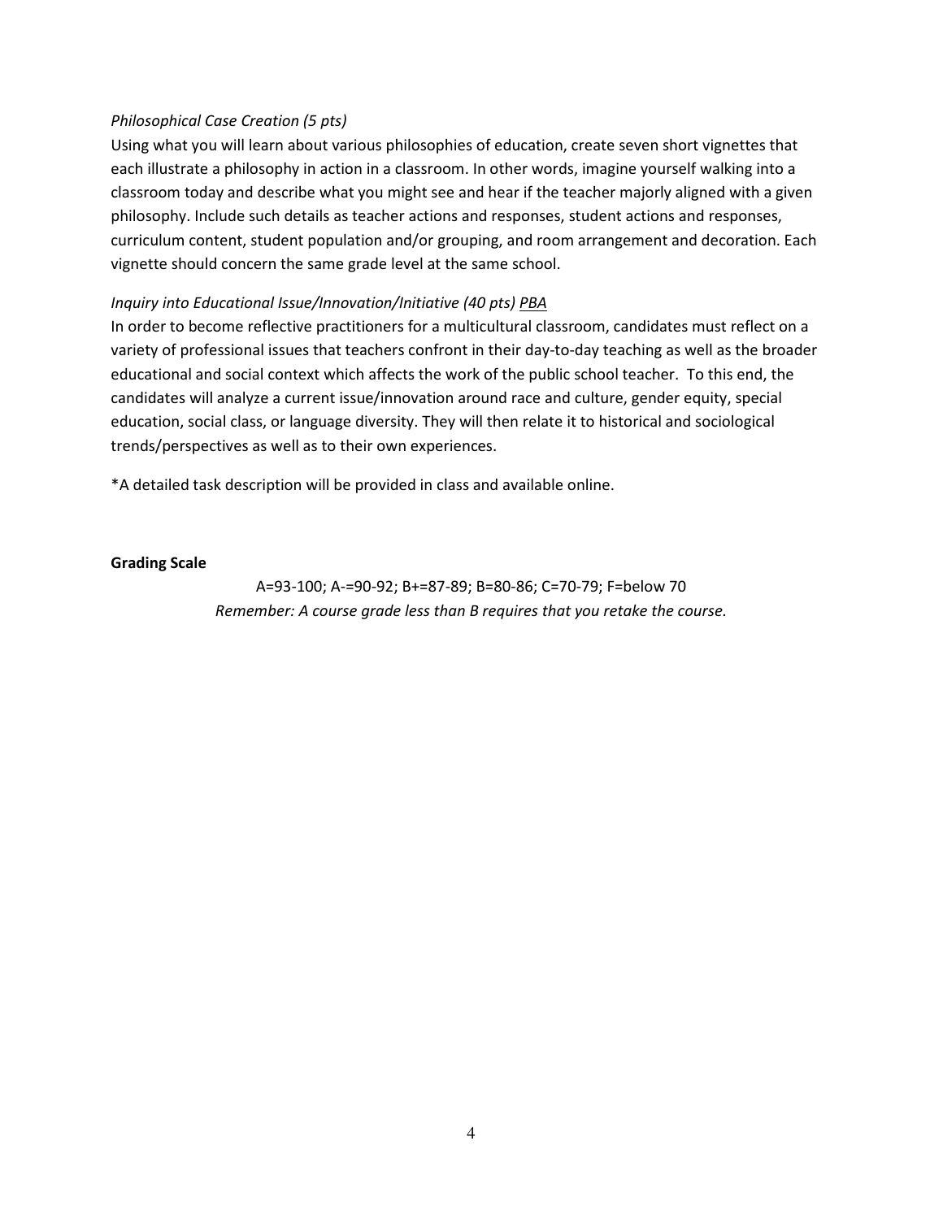*Philosophical Case Creation (5 pts)*

Using what you will learn about various philosophies of education, create seven short vignettes that each illustrate a philosophy in action in a classroom. In other words, imagine yourself walking into a classroom today and describe what you might see and hear if the teacher majorly aligned with a given philosophy. Include such details as teacher actions and responses, student actions and responses, curriculum content, student population and/or grouping, and room arrangement and decoration. Each vignette should concern the same grade level at the same school.

*Inquiry into Educational Issue/Innovation/Initiative (40 pts)* <u>PBA</u>

In order to become reflective practitioners for a multicultural classroom, candidates must reflect on a variety of professional issues that teachers confront in their day-to-day teaching as well as the broader educational and social context which affects the work of the public school teacher. To this end, the candidates will analyze a current issue/innovation around race and culture, gender equity, special education, social class, or language diversity. They will then relate it to historical and sociological trends/perspectives as well as to their own experiences.

*A detailed task description will be provided in class and available online.

**Grading Scale**

A=93-100; A-=90-92; B+=87-89; B=80-86; C=70-79; F=below 70

*Remember: A course grade less than B requires that you retake the course.*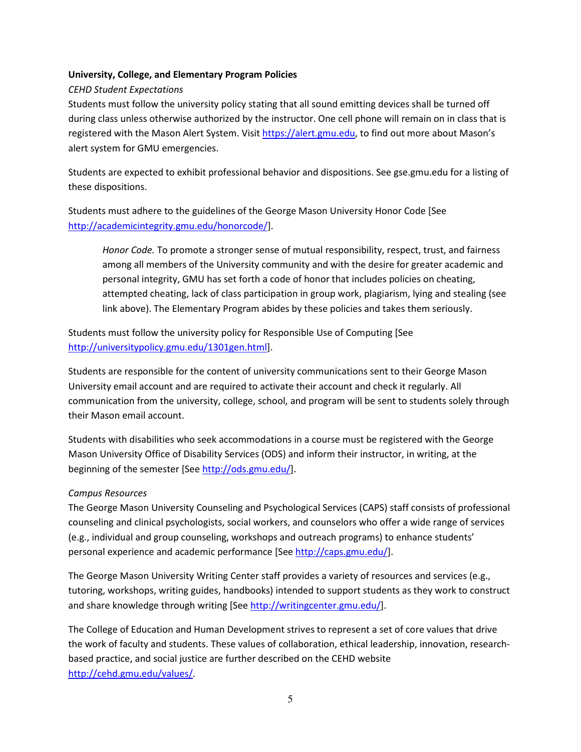**University, College, and Elementary Program Policies**

*CEHD Student Expectations*

Students must follow the university policy stating that all sound emitting devices shall be turned off during class unless otherwise authorized by the instructor. One cell phone will remain on in class that is registered with the Mason Alert System. Visit https://alert.gmu.edu, to find out more about Mason's alert system for GMU emergencies.

Students are expected to exhibit professional behavior and dispositions. See gse.gmu.edu for a listing of these dispositions.

Students must adhere to the guidelines of the George Mason University Honor Code [See http://academicintegrity.gmu.edu/honorcode/].

> *Honor Code.* To promote a stronger sense of mutual responsibility, respect, trust, and fairness among all members of the University community and with the desire for greater academic and personal integrity, GMU has set forth a code of honor that includes policies on cheating, attempted cheating, lack of class participation in group work, plagiarism, lying and stealing (see link above). The Elementary Program abides by these policies and takes them seriously.

Students must follow the university policy for Responsible Use of Computing [See http://universitypolicy.gmu.edu/1301gen.html].

Students are responsible for the content of university communications sent to their George Mason University email account and are required to activate their account and check it regularly. All communication from the university, college, school, and program will be sent to students solely through their Mason email account.

Students with disabilities who seek accommodations in a course must be registered with the George Mason University Office of Disability Services (ODS) and inform their instructor, in writing, at the beginning of the semester [See http://ods.gmu.edu/].

*Campus Resources*

The George Mason University Counseling and Psychological Services (CAPS) staff consists of professional counseling and clinical psychologists, social workers, and counselors who offer a wide range of services (e.g., individual and group counseling, workshops and outreach programs) to enhance students' personal experience and academic performance [See http://caps.gmu.edu/].

The George Mason University Writing Center staff provides a variety of resources and services (e.g., tutoring, workshops, writing guides, handbooks) intended to support students as they work to construct and share knowledge through writing [See http://writingcenter.gmu.edu/].

The College of Education and Human Development strives to represent a set of core values that drive the work of faculty and students. These values of collaboration, ethical leadership, innovation, research-based practice, and social justice are further described on the CEHD website http://cehd.gmu.edu/values/.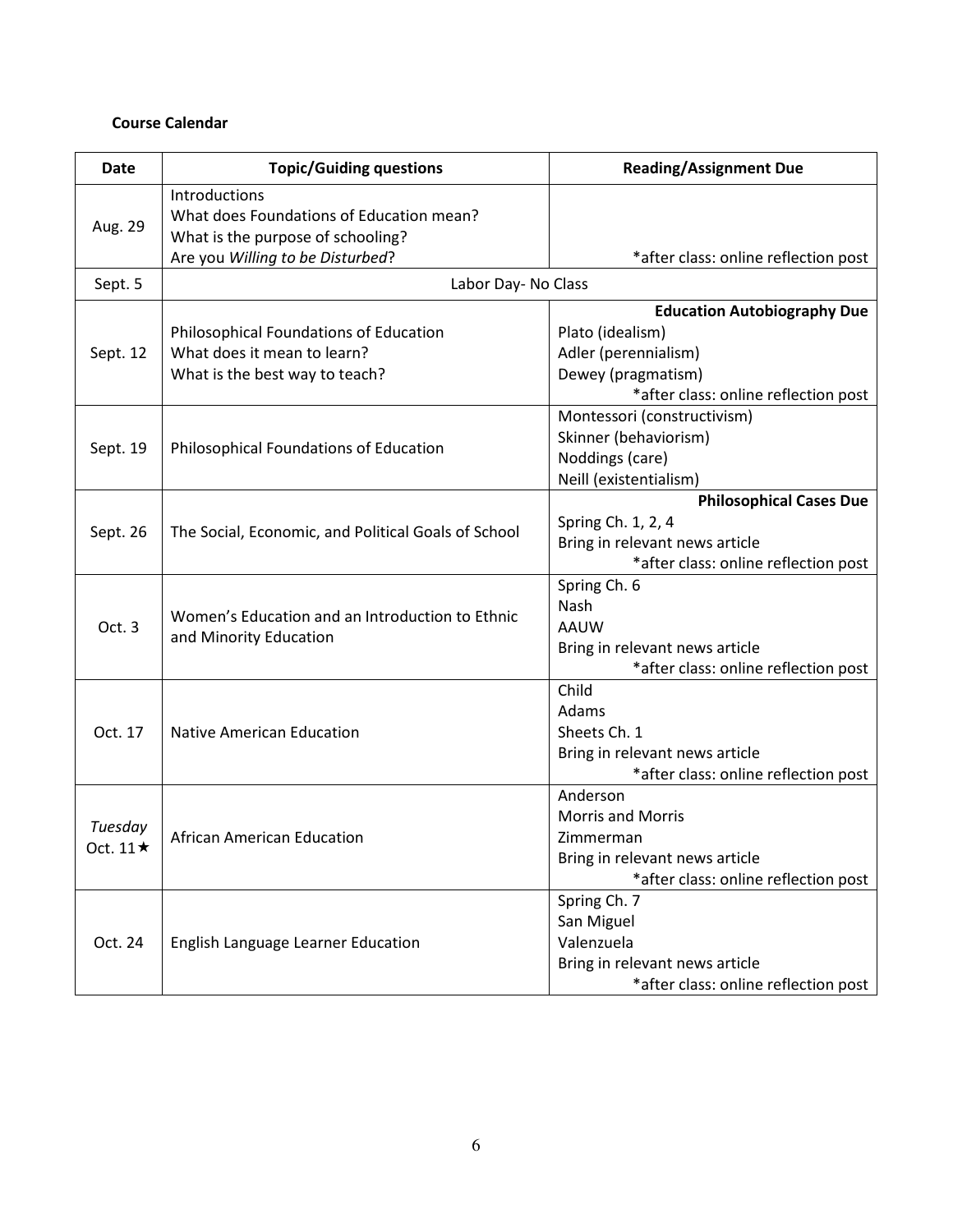**Course Calendar**

| Date | Topic/Guiding questions | Reading/Assignment Due |
| --- | --- | --- |
| Aug. 29 | Introductions<br>What does Foundations of Education mean?<br>What is the purpose of schooling?<br>Are you *Willing to be Disturbed*? | *after class: online reflection post |
| Sept. 5 | Labor Day- No Class | |
| Sept. 12 | Philosophical Foundations of Education<br>What does it mean to learn?<br>What is the best way to teach? | **Education Autobiography Due**<br>Plato (idealism)<br>Adler (perennialism)<br>Dewey (pragmatism)<br>*after class: online reflection post |
| Sept. 19 | Philosophical Foundations of Education | Montessori (constructivism)<br>Skinner (behaviorism)<br>Noddings (care)<br>Neill (existentialism) |
| Sept. 26 | The Social, Economic, and Political Goals of School | **Philosophical Cases Due**<br>Spring Ch. 1, 2, 4<br>Bring in relevant news article<br>*after class: online reflection post |
| Oct. 3 | Women's Education and an Introduction to Ethnic and Minority Education | Spring Ch. 6<br>Nash<br>AAUW<br>Bring in relevant news article<br>*after class: online reflection post |
| Oct. 17 | Native American Education | Child<br>Adams<br>Sheets Ch. 1<br>Bring in relevant news article<br>*after class: online reflection post |
| *Tuesday* Oct. 11★ | African American Education | Anderson<br>Morris and Morris<br>Zimmerman<br>Bring in relevant news article<br>*after class: online reflection post |
| Oct. 24 | English Language Learner Education | Spring Ch. 7<br>San Miguel<br>Valenzuela<br>Bring in relevant news article<br>*after class: online reflection post |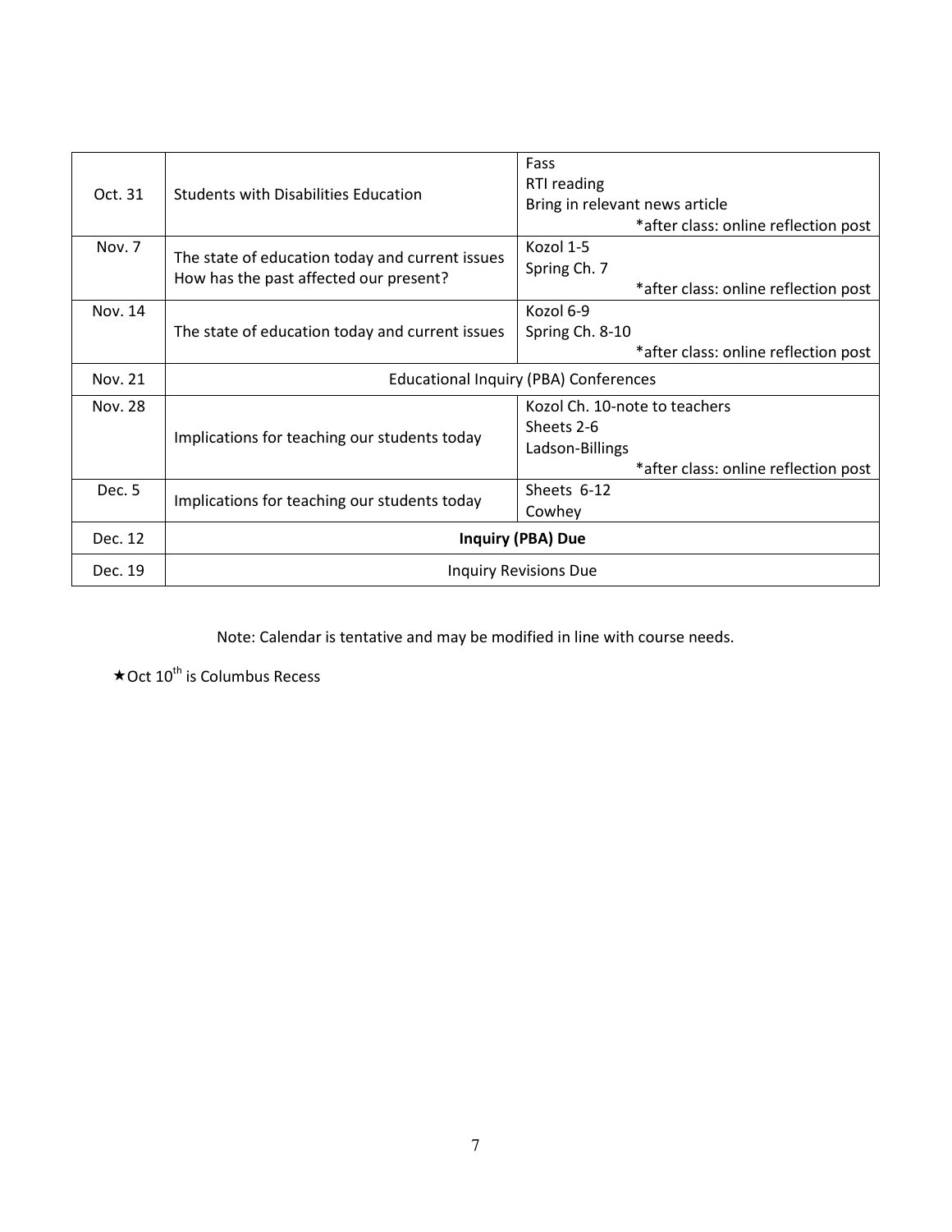| | | |
|---|---|---|
| Oct. 31 | Students with Disabilities Education | Fass<br>RTI reading<br>Bring in relevant news article<br>*after class: online reflection post |
| Nov. 7 | The state of education today and current issues<br>How has the past affected our present? | Kozol 1-5<br>Spring Ch. 7<br>*after class: online reflection post |
| Nov. 14 | The state of education today and current issues | Kozol 6-9<br>Spring Ch. 8-10<br>*after class: online reflection post |
| Nov. 21 | Educational Inquiry (PBA) Conferences | |
| Nov. 28 | Implications for teaching our students today | Kozol Ch. 10-note to teachers<br>Sheets 2-6<br>Ladson-Billings<br>*after class: online reflection post |
| Dec. 5 | Implications for teaching our students today | Sheets 6-12<br>Cowhey |
| Dec. 12 | **Inquiry (PBA) Due** | |
| Dec. 19 | Inquiry Revisions Due | |

Note: Calendar is tentative and may be modified in line with course needs.

★Oct 10th is Columbus Recess